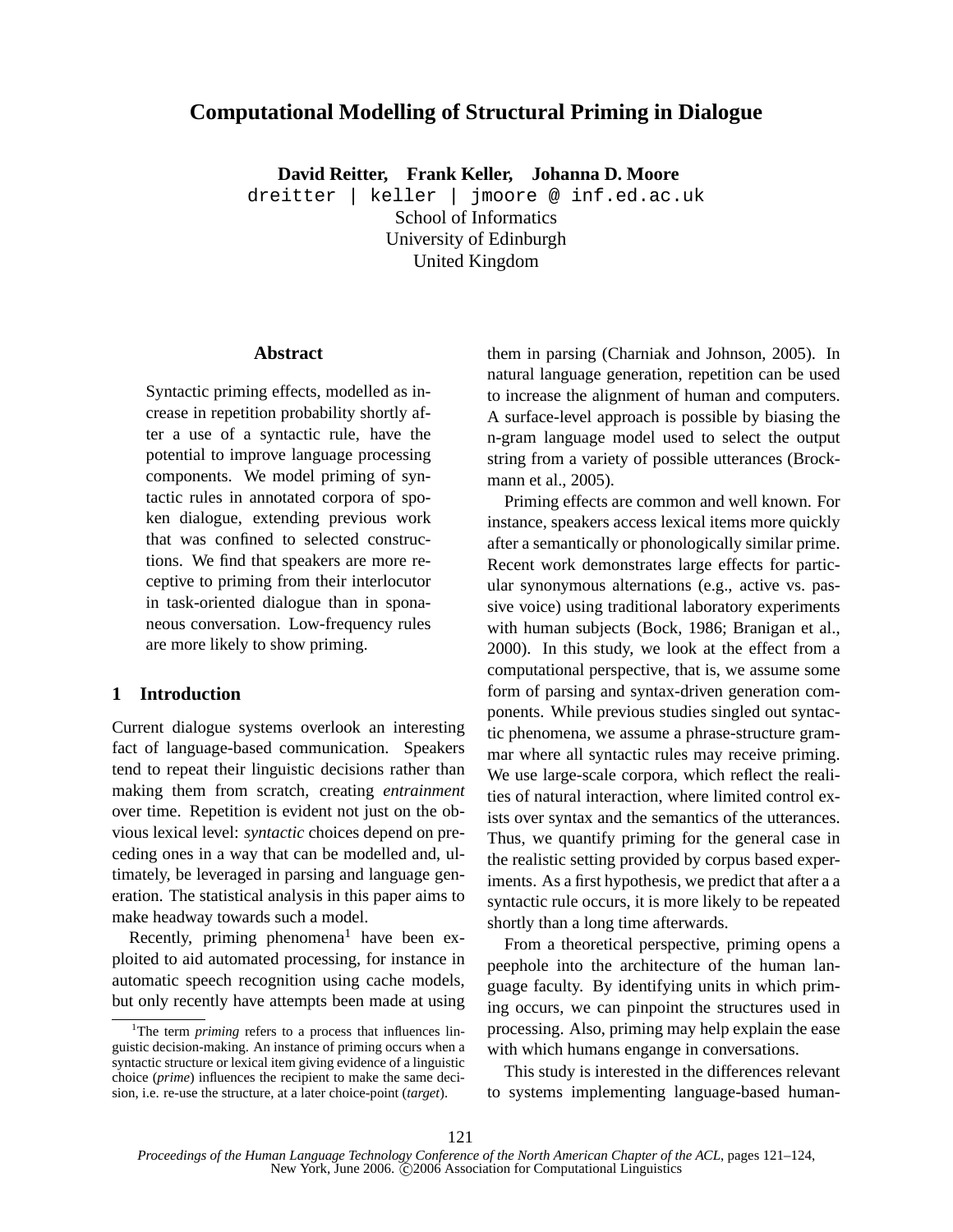# Computational Modelling of Structural Priming in Dialogue

**David Reitter, Frank Keller, Johanna D. Moore**

dreitter | keller | jmoore @ inf.ed.ac.uk

School of Informatics
University of Edinburgh
United Kingdom

## Abstract

Syntactic priming effects, modelled as increase in repetition probability shortly after a use of a syntactic rule, have the potential to improve language processing components. We model priming of syntactic rules in annotated corpora of spoken dialogue, extending previous work that was confined to selected constructions. We find that speakers are more receptive to priming from their interlocutor in task-oriented dialogue than in sponaneous conversation. Low-frequency rules are more likely to show priming.

## 1 Introduction

Current dialogue systems overlook an interesting fact of language-based communication. Speakers tend to repeat their linguistic decisions rather than making them from scratch, creating *entrainment* over time. Repetition is evident not just on the obvious lexical level: *syntactic* choices depend on preceding ones in a way that can be modelled and, ultimately, be leveraged in parsing and language generation. The statistical analysis in this paper aims to make headway towards such a model.

Recently, priming phenomena[1] have been exploited to aid automated processing, for instance in automatic speech recognition using cache models, but only recently have attempts been made at using them in parsing (Charniak and Johnson, 2005). In natural language generation, repetition can be used to increase the alignment of human and computers. A surface-level approach is possible by biasing the n-gram language model used to select the output string from a variety of possible utterances (Brockmann et al., 2005).

Priming effects are common and well known. For instance, speakers access lexical items more quickly after a semantically or phonologically similar prime. Recent work demonstrates large effects for particular synonymous alternations (e.g., active vs. passive voice) using traditional laboratory experiments with human subjects (Bock, 1986; Branigan et al., 2000). In this study, we look at the effect from a computational perspective, that is, we assume some form of parsing and syntax-driven generation components. While previous studies singled out syntactic phenomena, we assume a phrase-structure grammar where all syntactic rules may receive priming. We use large-scale corpora, which reflect the realities of natural interaction, where limited control exists over syntax and the semantics of the utterances. Thus, we quantify priming for the general case in the realistic setting provided by corpus based experiments. As a first hypothesis, we predict that after a a syntactic rule occurs, it is more likely to be repeated shortly than a long time afterwards.

From a theoretical perspective, priming opens a peephole into the architecture of the human language faculty. By identifying units in which priming occurs, we can pinpoint the structures used in processing. Also, priming may help explain the ease with which humans engange in conversations.

This study is interested in the differences relevant to systems implementing language-based human-

[1] The term *priming* refers to a process that influences linguistic decision-making. An instance of priming occurs when a syntactic structure or lexical item giving evidence of a linguistic choice (*prime*) influences the recipient to make the same decision, i.e. re-use the structure, at a later choice-point (*target*).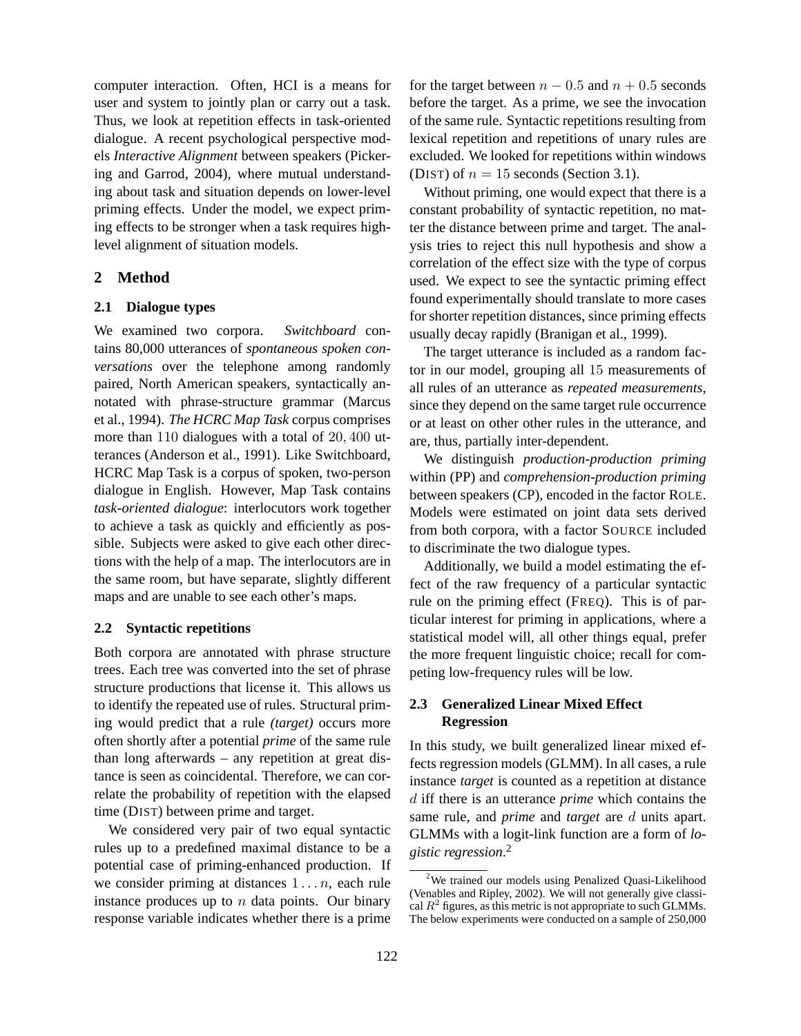computer interaction. Often, HCI is a means for user and system to jointly plan or carry out a task. Thus, we look at repetition effects in task-oriented dialogue. A recent psychological perspective models *Interactive Alignment* between speakers (Pickering and Garrod, 2004), where mutual understanding about task and situation depends on lower-level priming effects. Under the model, we expect priming effects to be stronger when a task requires high-level alignment of situation models.

## 2 Method

### 2.1 Dialogue types

We examined two corpora. *Switchboard* contains 80,000 utterances of *spontaneous spoken conversations* over the telephone among randomly paired, North American speakers, syntactically annotated with phrase-structure grammar (Marcus et al., 1994). *The HCRC Map Task* corpus comprises more than $110$ dialogues with a total of $20,400$ utterances (Anderson et al., 1991). Like Switchboard, HCRC Map Task is a corpus of spoken, two-person dialogue in English. However, Map Task contains *task-oriented dialogue*: interlocutors work together to achieve a task as quickly and efficiently as possible. Subjects were asked to give each other directions with the help of a map. The interlocutors are in the same room, but have separate, slightly different maps and are unable to see each other's maps.

### 2.2 Syntactic repetitions

Both corpora are annotated with phrase structure trees. Each tree was converted into the set of phrase structure productions that license it. This allows us to identify the repeated use of rules. Structural priming would predict that a rule *(target)* occurs more often shortly after a potential *prime* of the same rule than long afterwards – any repetition at great distance is seen as coincidental. Therefore, we can correlate the probability of repetition with the elapsed time (DIST) between prime and target.

We considered very pair of two equal syntactic rules up to a predefined maximal distance to be a potential case of priming-enhanced production. If we consider priming at distances $1 \dots n$, each rule instance produces up to $n$ data points. Our binary response variable indicates whether there is a prime for the target between $n - 0.5$ and $n + 0.5$ seconds before the target. As a prime, we see the invocation of the same rule. Syntactic repetitions resulting from lexical repetition and repetitions of unary rules are excluded. We looked for repetitions within windows (DIST) of $n = 15$ seconds (Section 3.1).

Without priming, one would expect that there is a constant probability of syntactic repetition, no matter the distance between prime and target. The analysis tries to reject this null hypothesis and show a correlation of the effect size with the type of corpus used. We expect to see the syntactic priming effect found experimentally should translate to more cases for shorter repetition distances, since priming effects usually decay rapidly (Branigan et al., 1999).

The target utterance is included as a random factor in our model, grouping all $15$ measurements of all rules of an utterance as *repeated measurements*, since they depend on the same target rule occurrence or at least on other other rules in the utterance, and are, thus, partially inter-dependent.

We distinguish *production-production priming* within (PP) and *comprehension-production priming* between speakers (CP), encoded in the factor ROLE. Models were estimated on joint data sets derived from both corpora, with a factor SOURCE included to discriminate the two dialogue types.

Additionally, we build a model estimating the effect of the raw frequency of a particular syntactic rule on the priming effect (FREQ). This is of particular interest for priming in applications, where a statistical model will, all other things equal, prefer the more frequent linguistic choice; recall for competing low-frequency rules will be low.

### 2.3 Generalized Linear Mixed Effect Regression

In this study, we built generalized linear mixed effects regression models (GLMM). In all cases, a rule instance *target* is counted as a repetition at distance $d$ iff there is an utterance *prime* which contains the same rule, and *prime* and *target* are $d$ units apart. GLMMs with a logit-link function are a form of *logistic regression*.[2]

[2] We trained our models using Penalized Quasi-Likelihood (Venables and Ripley, 2002). We will not generally give classical $R^2$ figures, as this metric is not appropriate to such GLMMs. The below experiments were conducted on a sample of 250,000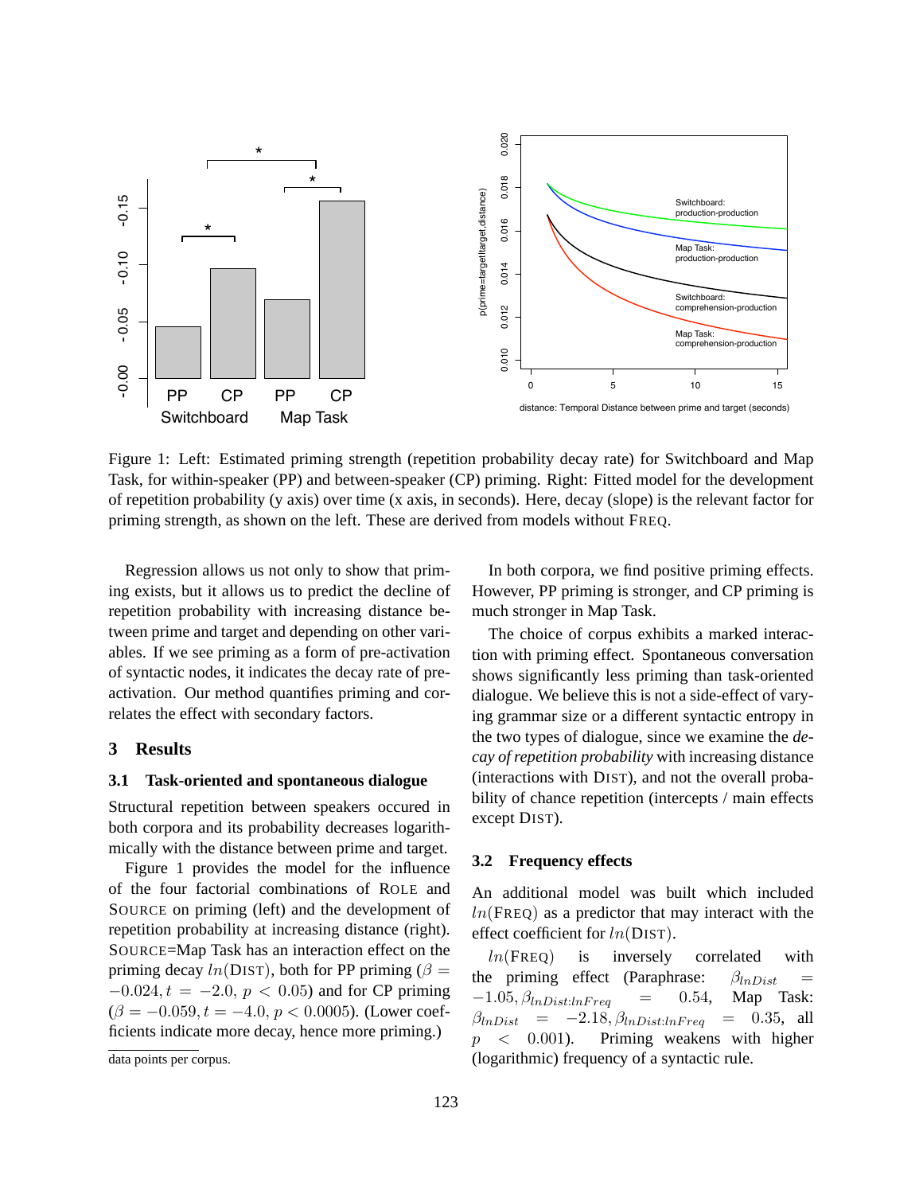Figure 1: Left: Estimated priming strength (repetition probability decay rate) for Switchboard and Map Task, for within-speaker (PP) and between-speaker (CP) priming. Right: Fitted model for the development of repetition probability (y axis) over time (x axis, in seconds). Here, decay (slope) is the relevant factor for priming strength, as shown on the left. These are derived from models without FREQ.

Regression allows us not only to show that priming exists, but it allows us to predict the decline of repetition probability with increasing distance between prime and target and depending on other variables. If we see priming as a form of pre-activation of syntactic nodes, it indicates the decay rate of pre-activation. Our method quantifies priming and correlates the effect with secondary factors.

## 3 Results

### 3.1 Task-oriented and spontaneous dialogue

Structural repetition between speakers occured in both corpora and its probability decreases logarithmically with the distance between prime and target.

Figure 1 provides the model for the influence of the four factorial combinations of ROLE and SOURCE on priming (left) and the development of repetition probability at increasing distance (right). SOURCE=Map Task has an interaction effect on the priming decay $ln(\text{DIST})$, both for PP priming ($\beta = -0.024, t = -2.0, p < 0.05$) and for CP priming ($\beta = -0.059, t = -4.0, p < 0.0005$). (Lower coefficients indicate more decay, hence more priming.)

data points per corpus.

In both corpora, we find positive priming effects. However, PP priming is stronger, and CP priming is much stronger in Map Task.

The choice of corpus exhibits a marked interaction with priming effect. Spontaneous conversation shows significantly less priming than task-oriented dialogue. We believe this is not a side-effect of varying grammar size or a different syntactic entropy in the two types of dialogue, since we examine the *decay of repetition probability* with increasing distance (interactions with DIST), and not the overall probability of chance repetition (intercepts / main effects except DIST).

### 3.2 Frequency effects

An additional model was built which included $ln(\text{FREQ})$ as a predictor that may interact with the effect coefficient for $ln(\text{DIST})$.

$ln(\text{FREQ})$ is inversely correlated with the priming effect (Paraphrase: $\beta_{lnDist} = -1.05, \beta_{lnDist:lnFreq} = 0.54$, Map Task: $\beta_{lnDist} = -2.18, \beta_{lnDist:lnFreq} = 0.35$, all $p < 0.001$). Priming weakens with higher (logarithmic) frequency of a syntactic rule.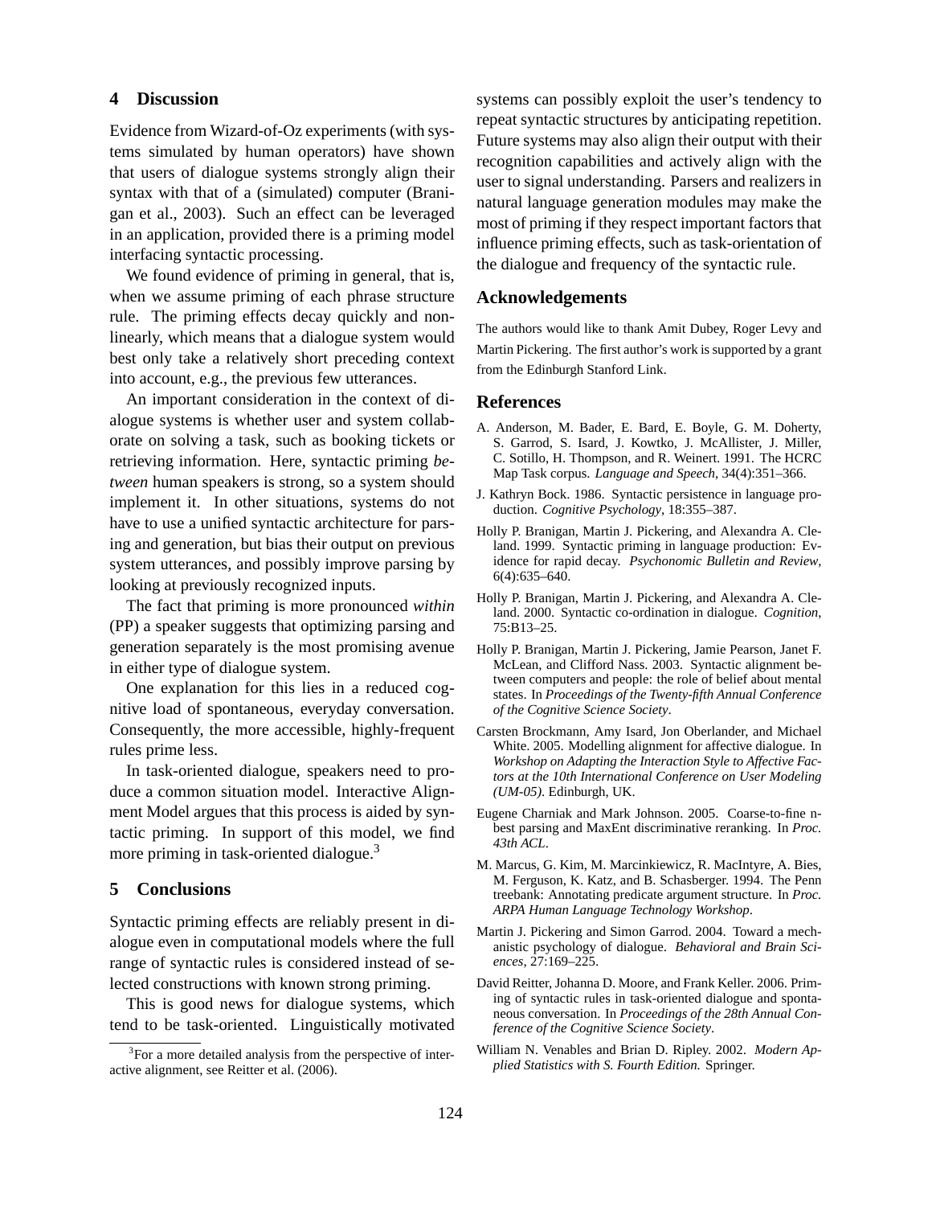## 4 Discussion

Evidence from Wizard-of-Oz experiments (with systems simulated by human operators) have shown that users of dialogue systems strongly align their syntax with that of a (simulated) computer (Branigan et al., 2003). Such an effect can be leveraged in an application, provided there is a priming model interfacing syntactic processing.

We found evidence of priming in general, that is, when we assume priming of each phrase structure rule. The priming effects decay quickly and non-linearly, which means that a dialogue system would best only take a relatively short preceding context into account, e.g., the previous few utterances.

An important consideration in the context of dialogue systems is whether user and system collaborate on solving a task, such as booking tickets or retrieving information. Here, syntactic priming *between* human speakers is strong, so a system should implement it. In other situations, systems do not have to use a unified syntactic architecture for parsing and generation, but bias their output on previous system utterances, and possibly improve parsing by looking at previously recognized inputs.

The fact that priming is more pronounced *within* (PP) a speaker suggests that optimizing parsing and generation separately is the most promising avenue in either type of dialogue system.

One explanation for this lies in a reduced cognitive load of spontaneous, everyday conversation. Consequently, the more accessible, highly-frequent rules prime less.

In task-oriented dialogue, speakers need to produce a common situation model. Interactive Alignment Model argues that this process is aided by syntactic priming. In support of this model, we find more priming in task-oriented dialogue.[3]

## 5 Conclusions

Syntactic priming effects are reliably present in dialogue even in computational models where the full range of syntactic rules is considered instead of selected constructions with known strong priming.

This is good news for dialogue systems, which tend to be task-oriented. Linguistically motivated systems can possibly exploit the user's tendency to repeat syntactic structures by anticipating repetition. Future systems may also align their output with their recognition capabilities and actively align with the user to signal understanding. Parsers and realizers in natural language generation modules may make the most of priming if they respect important factors that influence priming effects, such as task-orientation of the dialogue and frequency of the syntactic rule.

[3] For a more detailed analysis from the perspective of interactive alignment, see Reitter et al. (2006).

## Acknowledgements

The authors would like to thank Amit Dubey, Roger Levy and Martin Pickering. The first author's work is supported by a grant from the Edinburgh Stanford Link.

## References

A. Anderson, M. Bader, E. Bard, E. Boyle, G. M. Doherty, S. Garrod, S. Isard, J. Kowtko, J. McAllister, J. Miller, C. Sotillo, H. Thompson, and R. Weinert. 1991. The HCRC Map Task corpus. *Language and Speech*, 34(4):351–366.

J. Kathryn Bock. 1986. Syntactic persistence in language production. *Cognitive Psychology*, 18:355–387.

Holly P. Branigan, Martin J. Pickering, and Alexandra A. Cleland. 1999. Syntactic priming in language production: Evidence for rapid decay. *Psychonomic Bulletin and Review*, 6(4):635–640.

Holly P. Branigan, Martin J. Pickering, and Alexandra A. Cleland. 2000. Syntactic co-ordination in dialogue. *Cognition*, 75:B13–25.

Holly P. Branigan, Martin J. Pickering, Jamie Pearson, Janet F. McLean, and Clifford Nass. 2003. Syntactic alignment between computers and people: the role of belief about mental states. In *Proceedings of the Twenty-fifth Annual Conference of the Cognitive Science Society*.

Carsten Brockmann, Amy Isard, Jon Oberlander, and Michael White. 2005. Modelling alignment for affective dialogue. In *Workshop on Adapting the Interaction Style to Affective Factors at the 10th International Conference on User Modeling (UM-05)*. Edinburgh, UK.

Eugene Charniak and Mark Johnson. 2005. Coarse-to-fine n-best parsing and MaxEnt discriminative reranking. In *Proc. 43th ACL*.

M. Marcus, G. Kim, M. Marcinkiewicz, R. MacIntyre, A. Bies, M. Ferguson, K. Katz, and B. Schasberger. 1994. The Penn treebank: Annotating predicate argument structure. In *Proc. ARPA Human Language Technology Workshop*.

Martin J. Pickering and Simon Garrod. 2004. Toward a mechanistic psychology of dialogue. *Behavioral and Brain Sciences*, 27:169–225.

David Reitter, Johanna D. Moore, and Frank Keller. 2006. Priming of syntactic rules in task-oriented dialogue and spontaneous conversation. In *Proceedings of the 28th Annual Conference of the Cognitive Science Society*.

William N. Venables and Brian D. Ripley. 2002. *Modern Applied Statistics with S. Fourth Edition.* Springer.